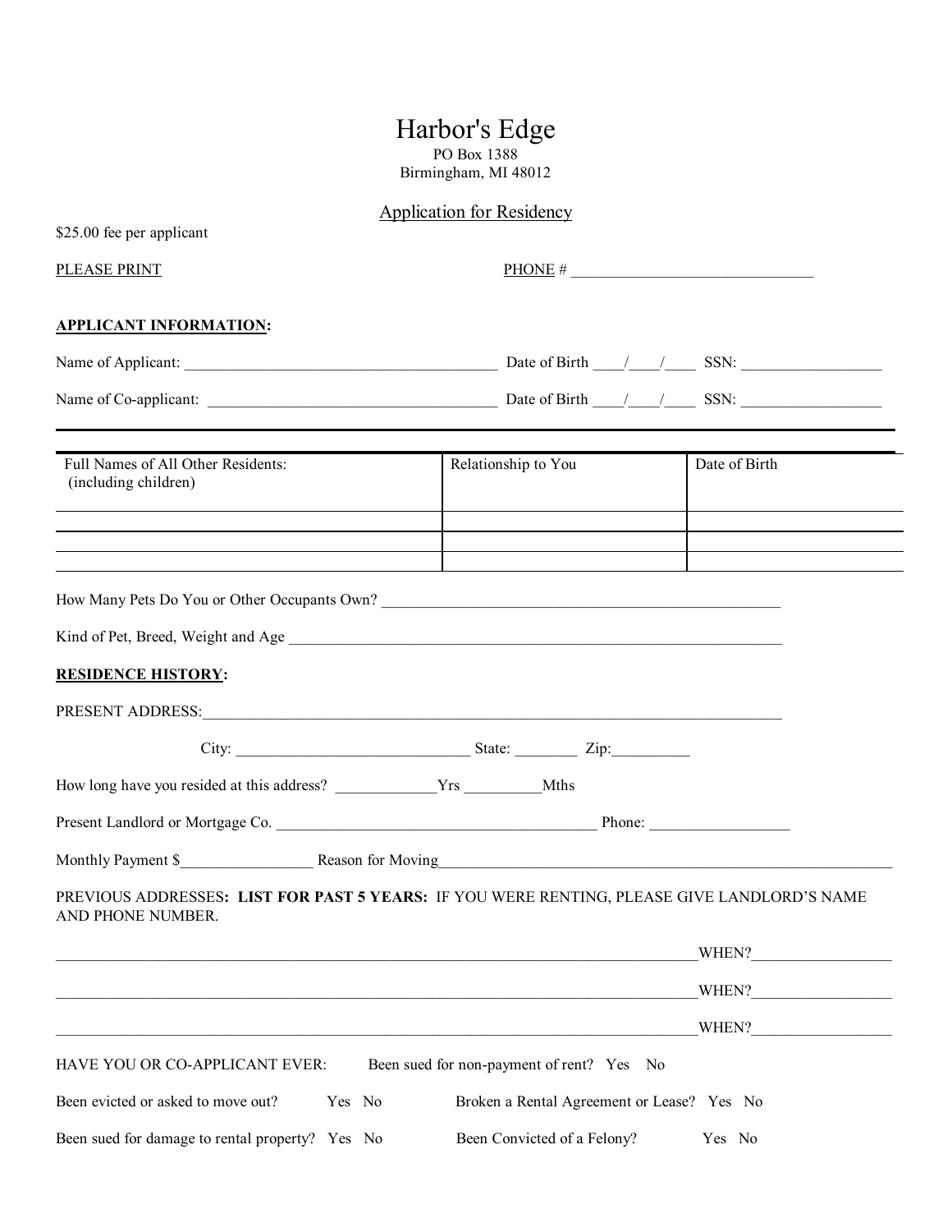# Harbor's Edge

PO Box 1388
Birmingham, MI 48012

## Application for Residency

$25.00 fee per applicant

PLEASE PRINT PHONE # ______________________________

**APPLICANT INFORMATION:**

Name of Applicant: ________________________________________ Date of Birth ____/____/____ SSN: __________________

Name of Co-applicant: ______________________________________ Date of Birth ____/____/____ SSN: __________________

| Full Names of All Other Residents: (including children) | Relationship to You | Date of Birth |
|---|---|---|
| | | |
| | | |
| | | |

How Many Pets Do You or Other Occupants Own? ____________________________________________________

Kind of Pet, Breed, Weight and Age ________________________________________________________________

**RESIDENCE HISTORY:**

PRESENT ADDRESS:________________________________________________________________________

City: ______________________________ State: ________ Zip:__________

How long have you resided at this address? _____________Yrs __________Mths

Present Landlord or Mortgage Co. __________________________________________ Phone: __________________

Monthly Payment $_________________ Reason for Moving____________________________________________________________

PREVIOUS ADDRESSES**: LIST FOR PAST 5 YEARS:** IF YOU WERE RENTING, PLEASE GIVE LANDLORD'S NAME AND PHONE NUMBER.

__________________________________________________________________________________WHEN?__________________

__________________________________________________________________________________WHEN?__________________

__________________________________________________________________________________WHEN?__________________

HAVE YOU OR CO-APPLICANT EVER: Been sued for non-payment of rent? Yes No

Been evicted or asked to move out? Yes No Broken a Rental Agreement or Lease? Yes No

Been sued for damage to rental property? Yes No Been Convicted of a Felony? Yes No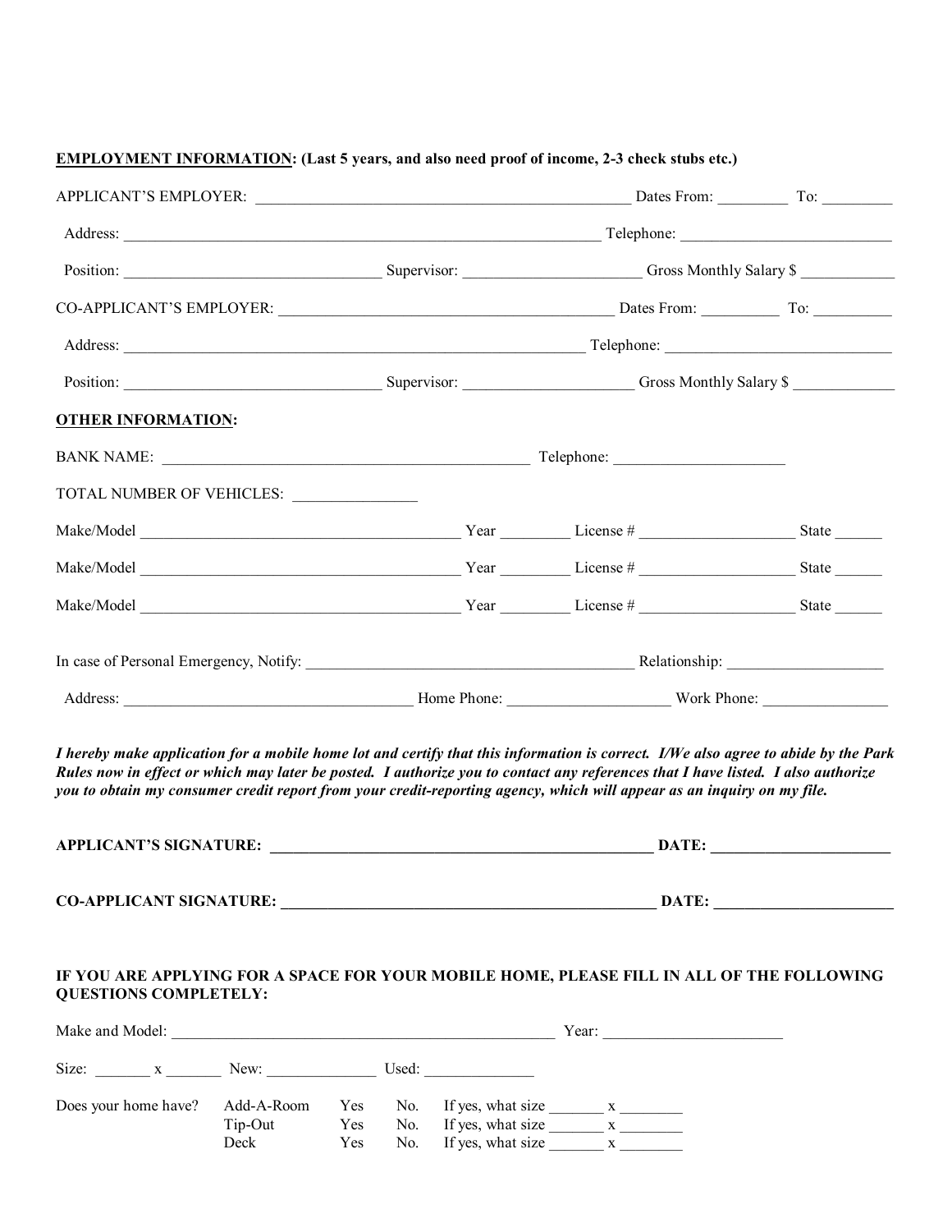**EMPLOYMENT INFORMATION: (Last 5 years, and also need proof of income, 2-3 check stubs etc.)**

APPLICANT'S EMPLOYER: ______________________________ Dates From: ________ To: ________

Address: ______________________________ Telephone: ______________________________

Position: ______________________________ Supervisor: ______________________________ Gross Monthly Salary $ ____________

CO-APPLICANT'S EMPLOYER: ______________________________ Dates From: ________ To: ________

Address: ______________________________ Telephone: ______________________________

Position: ______________________________ Supervisor: ______________________________ Gross Monthly Salary $ ____________

**OTHER INFORMATION:**

BANK NAME: ______________________________ Telephone: ______________________________

TOTAL NUMBER OF VEHICLES: ______________

Make/Model ______________________________ Year ________ License # ______________ State ______

Make/Model ______________________________ Year ________ License # ______________ State ______

Make/Model ______________________________ Year ________ License # ______________ State ______

In case of Personal Emergency, Notify: ______________________________ Relationship: ______________

Address: ______________________________ Home Phone: ______________ Work Phone: ______________

***I hereby make application for a mobile home lot and certify that this information is correct. I/We also agree to abide by the Park Rules now in effect or which may later be posted. I authorize you to contact any references that I have listed. I also authorize you to obtain my consumer credit report from your credit-reporting agency, which will appear as an inquiry on my file.***

**APPLICANT'S SIGNATURE: ______________________________ DATE: ______________**

**CO-APPLICANT SIGNATURE: ______________________________ DATE: ______________**

**IF YOU ARE APPLYING FOR A SPACE FOR YOUR MOBILE HOME, PLEASE FILL IN ALL OF THE FOLLOWING QUESTIONS COMPLETELY:**

Make and Model: ______________________________ Year: ______________

Size: _______ x _______ New: ______________ Used: ______________

| Does your home have? | | | | |
|---|---|---|---|---|
| | Add-A-Room | Yes | No. | If yes, what size _______ x _______ |
| | Tip-Out | Yes | No. | If yes, what size _______ x _______ |
| | Deck | Yes | No. | If yes, what size _______ x _______ |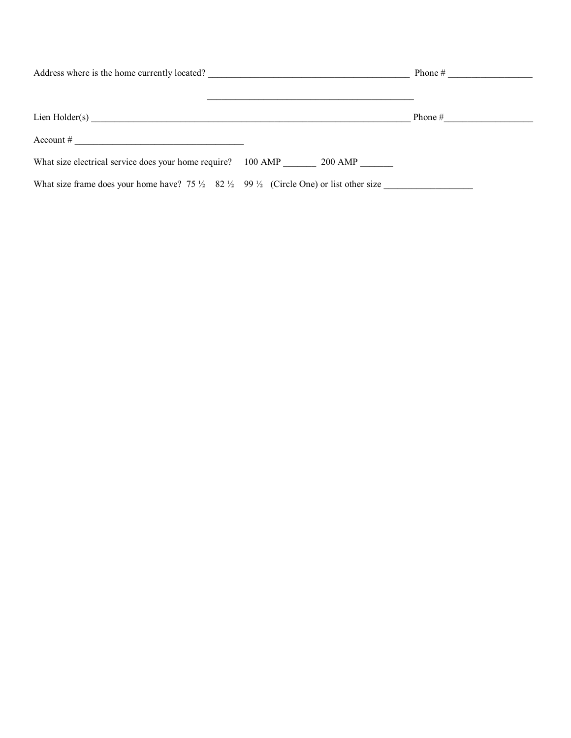Address where is the home currently located? ___________________________________________ Phone # __________________

___________________________________________

Lien Holder(s) ____________________________________________________________________ Phone #___________________

Account # ___________________________________

What size electrical service does your home require? 100 AMP _______ 200 AMP _______

What size frame does your home have? 75 ½ 82 ½ 99 ½ (Circle One) or list other size ___________________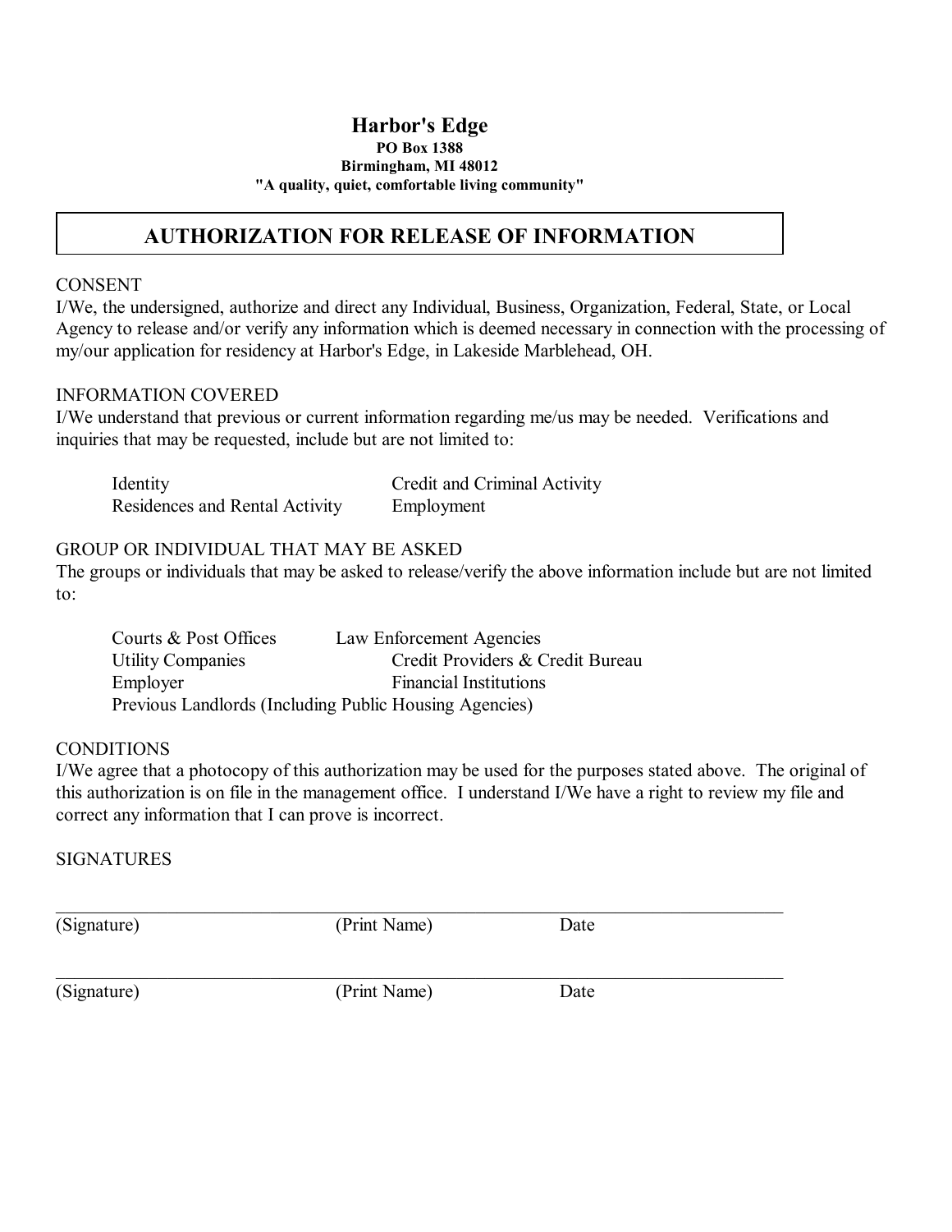# Harbor's Edge

**PO Box 1388**
**Birmingham, MI 48012**
**"A quality, quiet, comfortable living community"**

## AUTHORIZATION FOR RELEASE OF INFORMATION

CONSENT

I/We, the undersigned, authorize and direct any Individual, Business, Organization, Federal, State, or Local Agency to release and/or verify any information which is deemed necessary in connection with the processing of my/our application for residency at Harbor's Edge, in Lakeside Marblehead, OH.

INFORMATION COVERED

I/We understand that previous or current information regarding me/us may be needed. Verifications and inquiries that may be requested, include but are not limited to:

| | |
|---|---|
| Identity | Credit and Criminal Activity |
| Residences and Rental Activity | Employment |

GROUP OR INDIVIDUAL THAT MAY BE ASKED

The groups or individuals that may be asked to release/verify the above information include but are not limited to:

| | |
|---|---|
| Courts & Post Offices | Law Enforcement Agencies |
| Utility Companies | Credit Providers & Credit Bureau |
| Employer | Financial Institutions |
| Previous Landlords (Including Public Housing Agencies) | |

CONDITIONS

I/We agree that a photocopy of this authorization may be used for the purposes stated above. The original of this authorization is on file in the management office. I understand I/We have a right to review my file and correct any information that I can prove is incorrect.

SIGNATURES

_______________________________________________________________________________

(Signature) (Print Name) Date

_______________________________________________________________________________

(Signature) (Print Name) Date